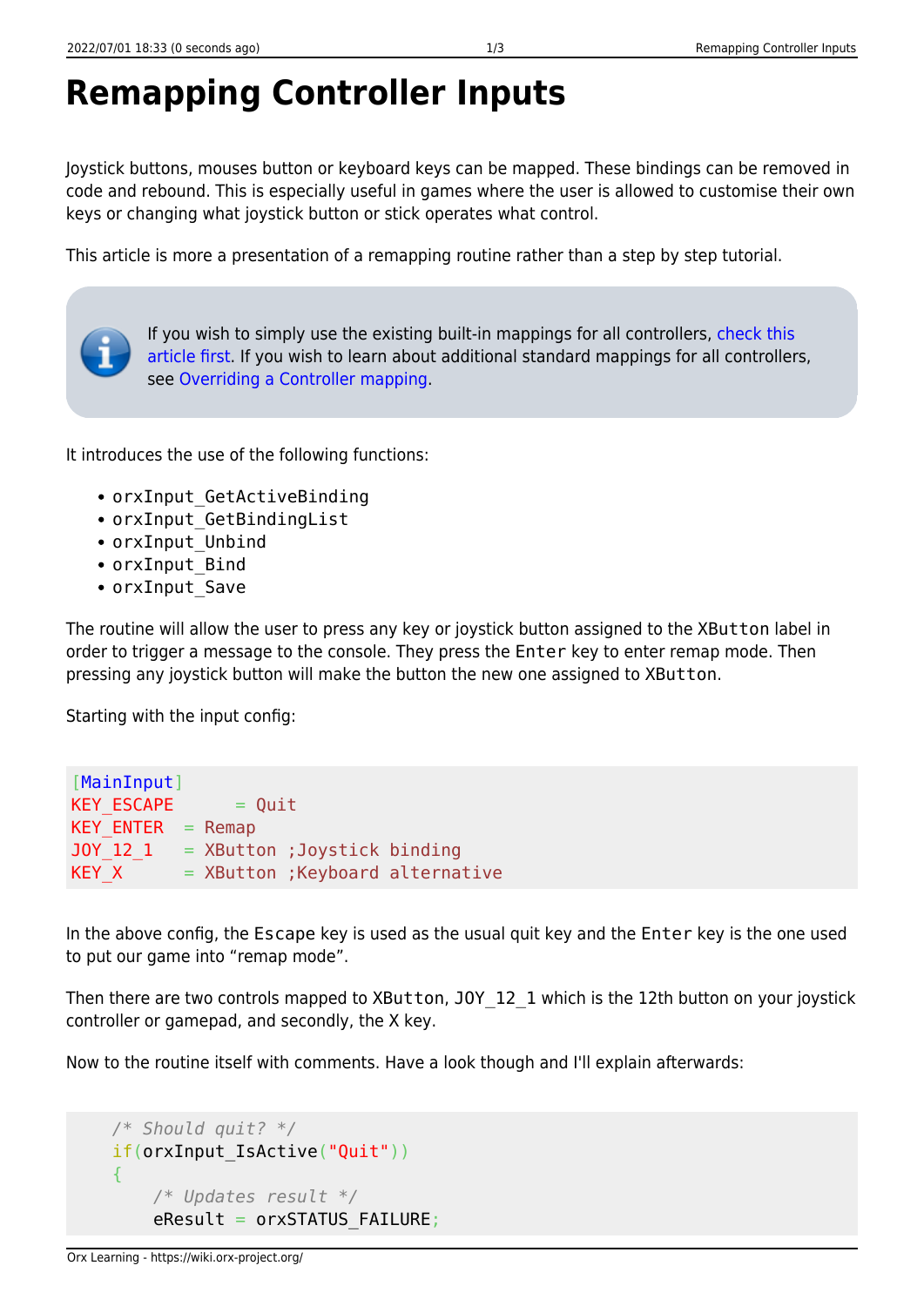# Remapping Controller Inputs

Joystick buttons, mouses button or keyboard keys can be mapped. These bindings can be removed in code and rebound. This is especially useful in games where the user is allowed to customise their own keys or changing what joystick button or stick operates what control.

This article is more a presentation of a remapping routine rather than a step by step tutorial.

> If you wish to simply use the existing built-in mappings for all controllers, check this article first. If you wish to learn about additional standard mappings for all controllers, see Overriding a Controller mapping.

It introduces the use of the following functions:

- `orxInput_GetActiveBinding`
- `orxInput_GetBindingList`
- `orxInput_Unbind`
- `orxInput_Bind`
- `orxInput_Save`

The routine will allow the user to press any key or joystick button assigned to the `XButton` label in order to trigger a message to the console. They press the `Enter` key to enter remap mode. Then pressing any joystick button will make the button the new one assigned to `XButton`.

Starting with the input config:

```
[MainInput]
KEY_ESCAPE      = Quit
KEY_ENTER  = Remap
JOY_12_1   = XButton ;Joystick binding
KEY_X      = XButton ;Keyboard alternative
```

In the above config, the `Escape` key is used as the usual quit key and the `Enter` key is the one used to put our game into "remap mode".

Then there are two controls mapped to `XButton`, `JOY_12_1` which is the 12th button on your joystick controller or gamepad, and secondly, the X key.

Now to the routine itself with comments. Have a look though and I'll explain afterwards:

```
    /* Should quit? */
    if(orxInput_IsActive("Quit"))
    {
        /* Updates result */
        eResult = orxSTATUS_FAILURE;
```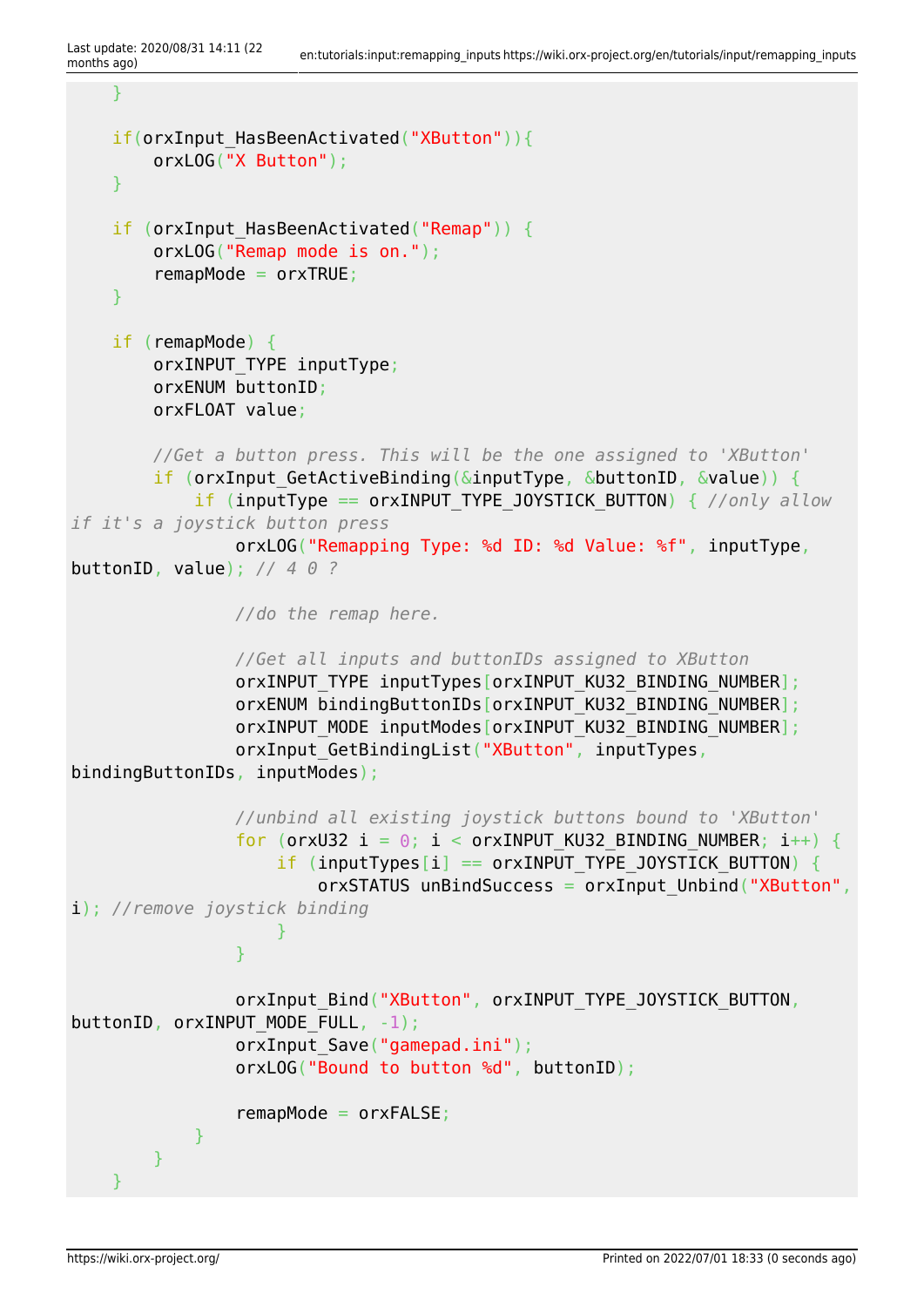```
    }

    if(orxInput_HasBeenActivated("XButton")){
        orxLOG("X Button");
    }

    if (orxInput_HasBeenActivated("Remap")) {
        orxLOG("Remap mode is on.");
        remapMode = orxTRUE;
    }

    if (remapMode) {
        orxINPUT_TYPE inputType;
        orxENUM buttonID;
        orxFLOAT value;

        //Get a button press. This will be the one assigned to 'XButton'
        if (orxInput_GetActiveBinding(&inputType, &buttonID, &value)) {
            if (inputType == orxINPUT_TYPE_JOYSTICK_BUTTON) { //only allow if it's a joystick button press
                orxLOG("Remapping Type: %d ID: %d Value: %f", inputType, buttonID, value); // 4 0 ?

                //do the remap here.

                //Get all inputs and buttonIDs assigned to XButton
                orxINPUT_TYPE inputTypes[orxINPUT_KU32_BINDING_NUMBER];
                orxENUM bindingButtonIDs[orxINPUT_KU32_BINDING_NUMBER];
                orxINPUT_MODE inputModes[orxINPUT_KU32_BINDING_NUMBER];
                orxInput_GetBindingList("XButton", inputTypes, bindingButtonIDs, inputModes);

                //unbind all existing joystick buttons bound to 'XButton'
                for (orxU32 i = 0; i < orxINPUT_KU32_BINDING_NUMBER; i++) {
                    if (inputTypes[i] == orxINPUT_TYPE_JOYSTICK_BUTTON) {
                        orxSTATUS unBindSuccess = orxInput_Unbind("XButton", i); //remove joystick binding
                    }
                }

                orxInput_Bind("XButton", orxINPUT_TYPE_JOYSTICK_BUTTON, buttonID, orxINPUT_MODE_FULL, -1);
                orxInput_Save("gamepad.ini");
                orxLOG("Bound to button %d", buttonID);

                remapMode = orxFALSE;
            }
        }
    }
```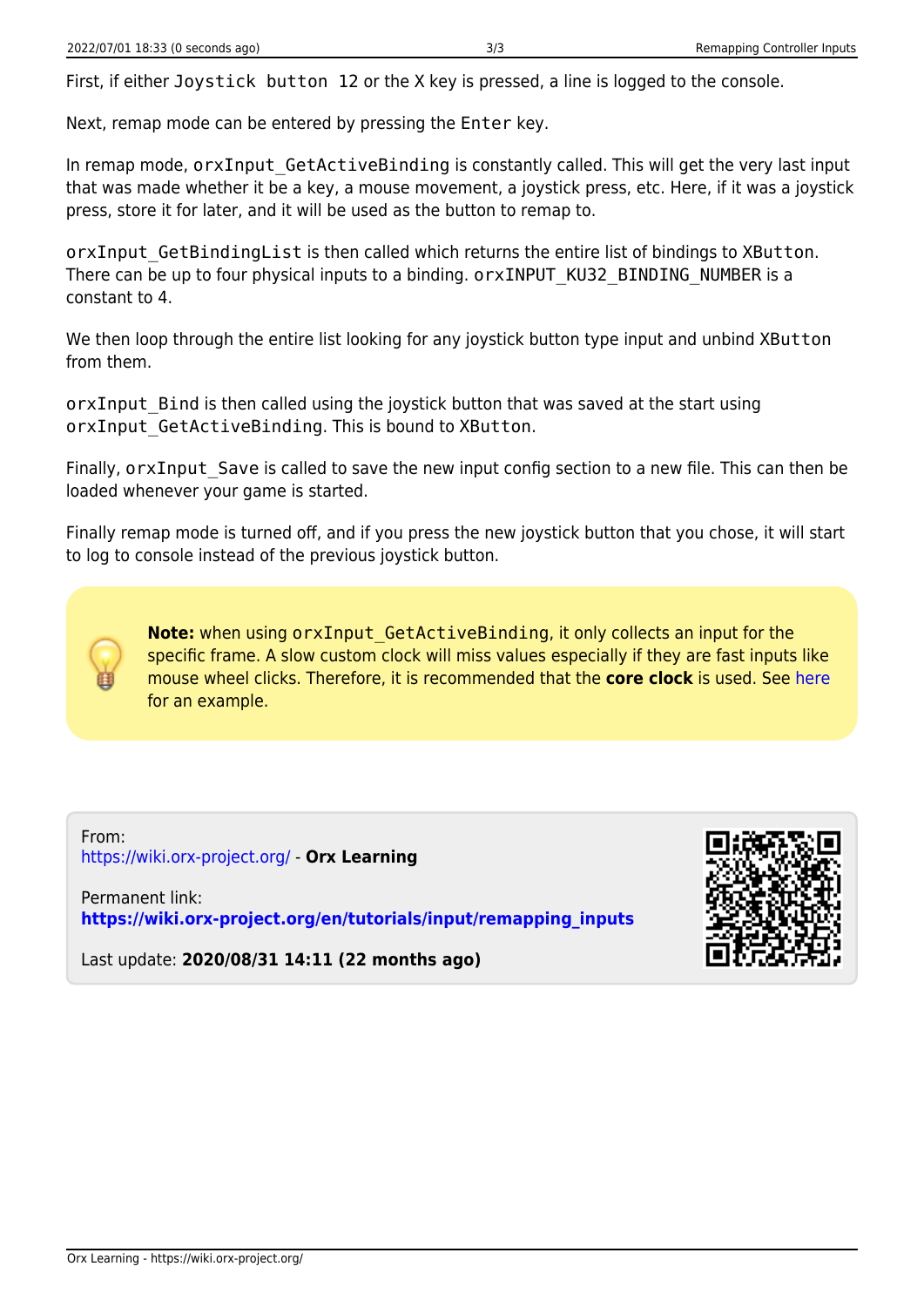First, if either `Joystick button 12` or the X key is pressed, a line is logged to the console.

Next, remap mode can be entered by pressing the `Enter` key.

In remap mode, `orxInput_GetActiveBinding` is constantly called. This will get the very last input that was made whether it be a key, a mouse movement, a joystick press, etc. Here, if it was a joystick press, store it for later, and it will be used as the button to remap to.

`orxInput_GetBindingList` is then called which returns the entire list of bindings to `XButton`. There can be up to four physical inputs to a binding. `orxINPUT_KU32_BINDING_NUMBER` is a constant to 4.

We then loop through the entire list looking for any joystick button type input and unbind `XButton` from them.

`orxInput_Bind` is then called using the joystick button that was saved at the start using `orxInput_GetActiveBinding`. This is bound to `XButton`.

Finally, `orxInput_Save` is called to save the new input config section to a new file. This can then be loaded whenever your game is started.

Finally remap mode is turned off, and if you press the new joystick button that you chose, it will start to log to console instead of the previous joystick button.

**Note:** when using `orxInput_GetActiveBinding`, it only collects an input for the specific frame. A slow custom clock will miss values especially if they are fast inputs like mouse wheel clicks. Therefore, it is recommended that the **core clock** is used. See here for an example.

From:
https://wiki.orx-project.org/ - **Orx Learning**

Permanent link:
**https://wiki.orx-project.org/en/tutorials/input/remapping_inputs**

Last update: **2020/08/31 14:11 (22 months ago)**